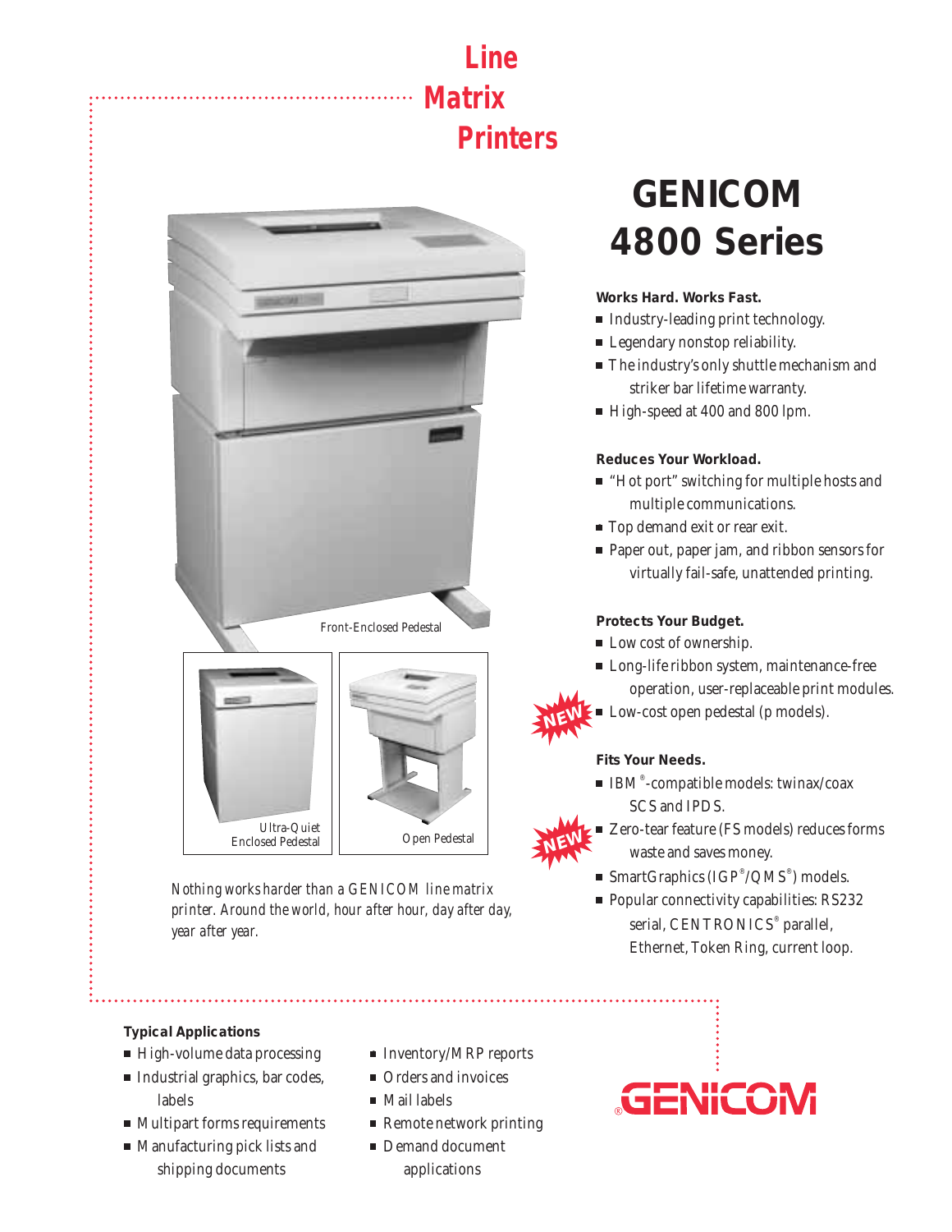# Line Matrix Printers

# GENICOM 4800 Series

Front-Enclosed Pedestal

Ultra-Quiet Enclosed Pedestal

Open Pedestal

*Nothing works harder than a GENICOM line matrix printer. Around the world, hour after hour, day after day, year after year.*

### Works Hard. Works Fast.

- Industry-leading print technology.
- Legendary nonstop reliability.
- The industry's only shuttle mechanism and striker bar lifetime warranty.
- High-speed at 400 and 800 lpm.

### Reduces Your Workload.

- "Hot port" switching for multiple hosts and multiple communications.
- Top demand exit or rear exit.
- Paper out, paper jam, and ribbon sensors for virtually fail-safe, unattended printing.

### Protects Your Budget.

- Low cost of ownership.
- Long-life ribbon system, maintenance-free operation, user-replaceable print modules.
- NEW Low-cost open pedestal (p models).

### Fits Your Needs.

- IBM®-compatible models: twinax/coax SCS and IPDS.
- NEW Zero-tear feature (FS models) reduces forms waste and saves money.
- SmartGraphics (IGP®/QMS®) models.
- Popular connectivity capabilities: RS232 serial, CENTRONICS® parallel, Ethernet, Token Ring, current loop.

### Typical Applications

- High-volume data processing
- Industrial graphics, bar codes, labels
- Multipart forms requirements
- Manufacturing pick lists and shipping documents
- Inventory/MRP reports
- Orders and invoices
- Mail labels
- Remote network printing
- Demand document applications

GENICOM®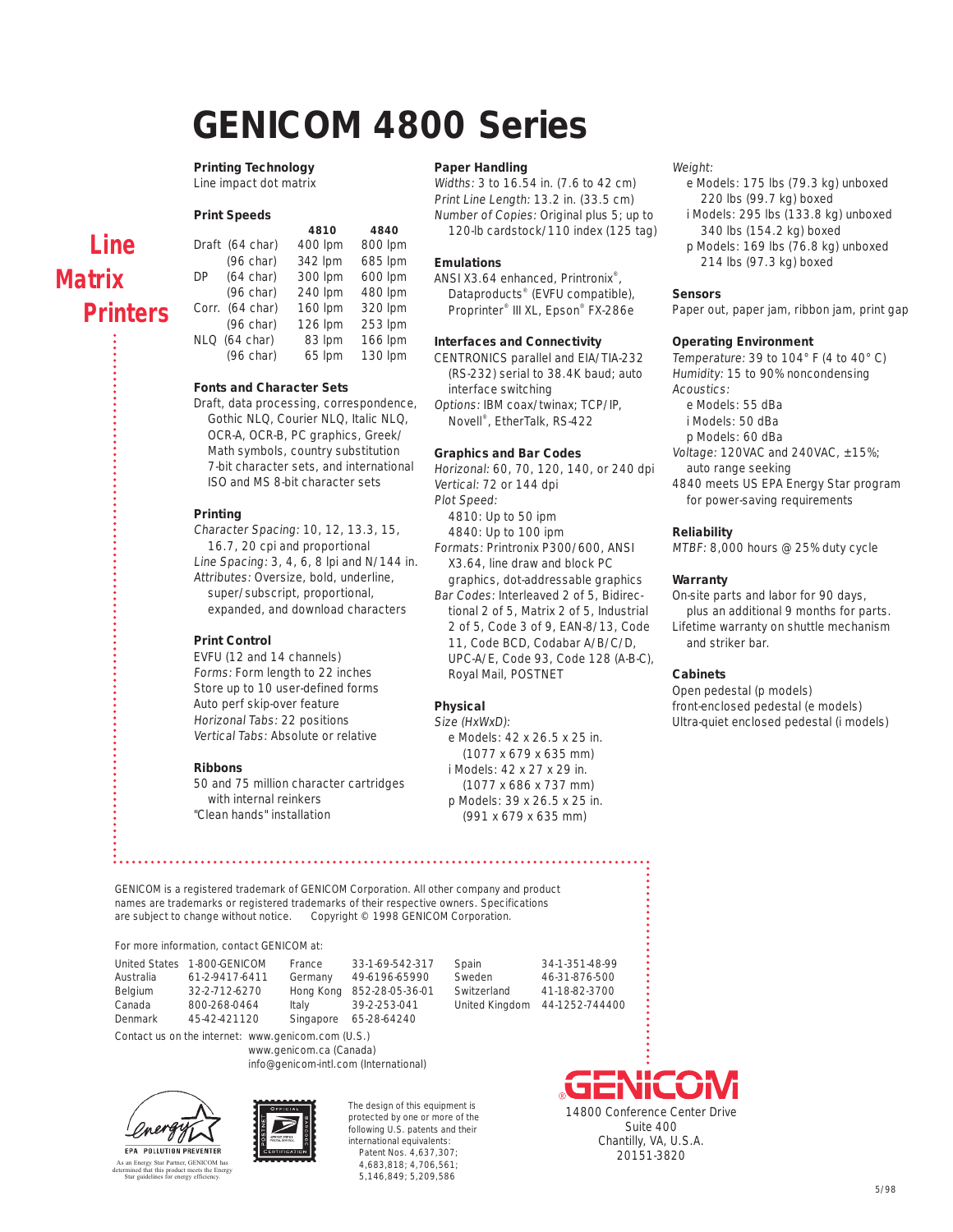# GENICOM 4800 Series

Line Matrix Printers

### Printing Technology

Line impact dot matrix

### Print Speeds

| | | 4810 | 4840 |
|---|---|---|---|
| Draft | (64 char) | 400 lpm | 800 lpm |
| | (96 char) | 342 lpm | 685 lpm |
| DP | (64 char) | 300 lpm | 600 lpm |
| | (96 char) | 240 lpm | 480 lpm |
| Corr. | (64 char) | 160 lpm | 320 lpm |
| | (96 char) | 126 lpm | 253 lpm |
| NLQ | (64 char) | 83 lpm | 166 lpm |
| | (96 char) | 65 lpm | 130 lpm |

### Fonts and Character Sets

Draft, data processing, correspondence, Gothic NLQ, Courier NLQ, Italic NLQ, OCR-A, OCR-B, PC graphics, Greek/Math symbols, country substitution 7-bit character sets, and international ISO and MS 8-bit character sets

### Printing

*Character Spacing:* 10, 12, 13.3, 15, 16.7, 20 cpi and proportional
*Line Spacing:* 3, 4, 6, 8 lpi and N/144 in.
*Attributes:* Oversize, bold, underline, super/subscript, proportional, expanded, and download characters

### Print Control

EVFU (12 and 14 channels)
*Forms:* Form length to 22 inches
Store up to 10 user-defined forms
Auto perf skip-over feature
*Horizonal Tabs:* 22 positions
*Vertical Tabs:* Absolute or relative

### Ribbons

50 and 75 million character cartridges with internal reinkers
"Clean hands" installation

### Paper Handling

*Widths:* 3 to 16.54 in. (7.6 to 42 cm)
*Print Line Length:* 13.2 in. (33.5 cm)
*Number of Copies:* Original plus 5; up to 120-lb cardstock/110 index (125 tag)

### Emulations

ANSI X3.64 enhanced, Printronix®, Dataproducts® (EVFU compatible), Proprinter® III XL, Epson® FX-286e

### Interfaces and Connectivity

CENTRONICS parallel and EIA/TIA-232 (RS-232) serial to 38.4K baud; auto interface switching
*Options:* IBM coax/twinax; TCP/IP, Novell®, EtherTalk, RS-422

### Graphics and Bar Codes

*Horizontal:* 60, 70, 120, 140, or 240 dpi
*Vertical:* 72 or 144 dpi
*Plot Speed:*
4810: Up to 50 ipm
4840: Up to 100 ipm
*Formats:* Printronix P300/600, ANSI X3.64, line draw and block PC graphics, dot-addressable graphics
*Bar Codes:* Interleaved 2 of 5, Bidirectional 2 of 5, Matrix 2 of 5, Industrial 2 of 5, Code 3 of 9, EAN-8/13, Code 11, Code BCD, Codabar A/B/C/D, UPC-A/E, Code 93, Code 128 (A-B-C), Royal Mail, POSTNET

### Physical

*Size (HxWxD):*
e Models: 42 x 26.5 x 25 in. (1077 x 679 x 635 mm)
i Models: 42 x 27 x 29 in. (1077 x 686 x 737 mm)
p Models: 39 x 26.5 x 25 in. (991 x 679 x 635 mm)

*Weight:*
e Models: 175 lbs (79.3 kg) unboxed
220 lbs (99.7 kg) boxed
i Models: 295 lbs (133.8 kg) unboxed
340 lbs (154.2 kg) boxed
p Models: 169 lbs (76.8 kg) unboxed
214 lbs (97.3 kg) boxed

### Sensors

Paper out, paper jam, ribbon jam, print gap

### Operating Environment

*Temperature:* 39 to 104° F (4 to 40° C)
*Humidity:* 15 to 90% noncondensing
*Acoustics:*
e Models: 55 dBa
i Models: 50 dBa
p Models: 60 dBa
*Voltage:* 120VAC and 240VAC, ±15%; auto range seeking
4840 meets US EPA Energy Star program for power-saving requirements

### Reliability

*MTBF:* 8,000 hours @ 25% duty cycle

### Warranty

On-site parts and labor for 90 days, plus an additional 9 months for parts.
Lifetime warranty on shuttle mechanism and striker bar.

### Cabinets

Open pedestal (p models)
front-enclosed pedestal (e models)
Ultra-quiet enclosed pedestal (i models)

GENICOM is a registered trademark of GENICOM Corporation. All other company and product names are trademarks or registered trademarks of their respective owners. Specifications are subject to change without notice. Copyright © 1998 GENICOM Corporation.

For more information, contact GENICOM at:

| | | | | | |
|---|---|---|---|---|---|
| United States | 1-800-GENICOM | France | 33-1-69-542-317 | Spain | 34-1-351-48-99 |
| Australia | 61-2-9417-6411 | Germany | 49-6196-65990 | Sweden | 46-31-876-500 |
| Belgium | 32-2-712-6270 | Hong Kong | 852-28-05-36-01 | Switzerland | 41-18-82-3700 |
| Canada | 800-268-0464 | Italy | 39-2-253-041 | United Kingdom | 44-1252-744400 |
| Denmark | 45-42-421120 | Singapore | 65-28-64240 | | |

Contact us on the internet: www.genicom.com (U.S.)
www.genicom.ca (Canada)
info@genicom-intl.com (International)

EPA POLLUTION PREVENTER
As an Energy Star Partner, GENICOM has determined that this product meets the Energy Star guidelines for energy efficiency.

The design of this equipment is protected by one or more of the following U.S. patents and their international equivalents:
Patent Nos. 4,637,307; 4,683,818; 4,706,561; 5,146,849; 5,209,586

GENICOM
14800 Conference Center Drive
Suite 400
Chantilly, VA, U.S.A.
20151-3820

5/98